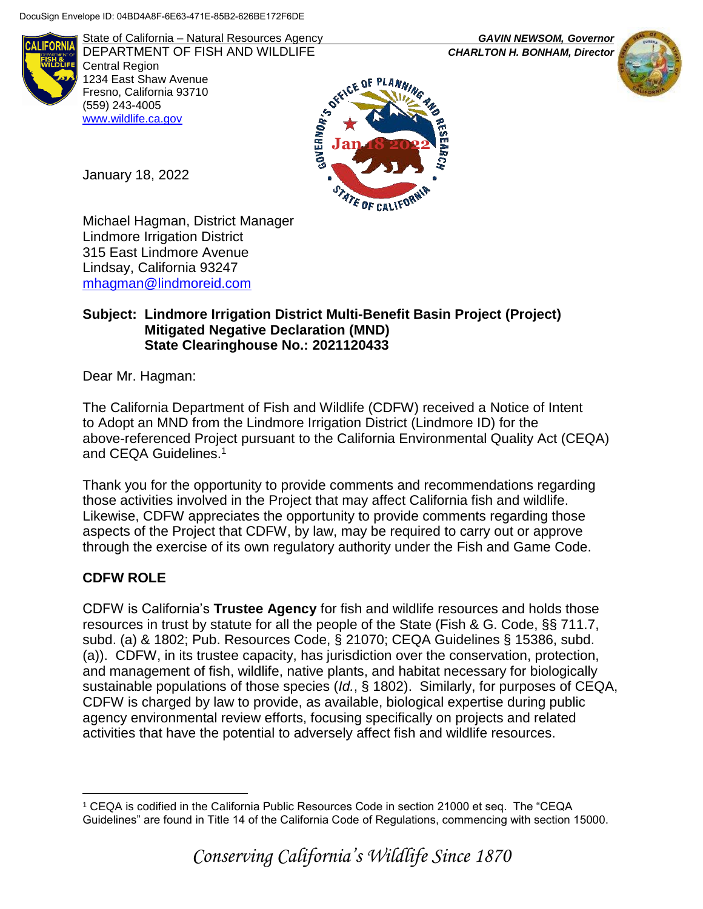DocuSign Envelope ID: 04BD4A8F-6E63-471E-85B2-626BE172F6DE

State of California – Natural Resources Agency
DEPARTMENT OF FISH AND WILDLIFE
Central Region
1234 East Shaw Avenue
Fresno, California 93710
(559) 243-4005
www.wildlife.ca.gov

*GAVIN NEWSOM, Governor*
*CHARLTON H. BONHAM, Director*

GOVERNOR'S OFFICE OF PLANNING AND RESEARCH
Jan 18 2022
STATE OF CALIFORNIA

January 18, 2022

Michael Hagman, District Manager
Lindmore Irrigation District
315 East Lindmore Avenue
Lindsay, California 93247
mhagman@lindmoreid.com

**Subject: Lindmore Irrigation District Multi-Benefit Basin Project (Project)
Mitigated Negative Declaration (MND)
State Clearinghouse No.: 2021120433**

Dear Mr. Hagman:

The California Department of Fish and Wildlife (CDFW) received a Notice of Intent to Adopt an MND from the Lindmore Irrigation District (Lindmore ID) for the above-referenced Project pursuant to the California Environmental Quality Act (CEQA) and CEQA Guidelines.[1]

Thank you for the opportunity to provide comments and recommendations regarding those activities involved in the Project that may affect California fish and wildlife. Likewise, CDFW appreciates the opportunity to provide comments regarding those aspects of the Project that CDFW, by law, may be required to carry out or approve through the exercise of its own regulatory authority under the Fish and Game Code.

## CDFW ROLE

CDFW is California's **Trustee Agency** for fish and wildlife resources and holds those resources in trust by statute for all the people of the State (Fish & G. Code, §§ 711.7, subd. (a) & 1802; Pub. Resources Code, § 21070; CEQA Guidelines § 15386, subd. (a)). CDFW, in its trustee capacity, has jurisdiction over the conservation, protection, and management of fish, wildlife, native plants, and habitat necessary for biologically sustainable populations of those species (*Id.*, § 1802). Similarly, for purposes of CEQA, CDFW is charged by law to provide, as available, biological expertise during public agency environmental review efforts, focusing specifically on projects and related activities that have the potential to adversely affect fish and wildlife resources.

[1] CEQA is codified in the California Public Resources Code in section 21000 et seq. The "CEQA Guidelines" are found in Title 14 of the California Code of Regulations, commencing with section 15000.

*Conserving California's Wildlife Since 1870*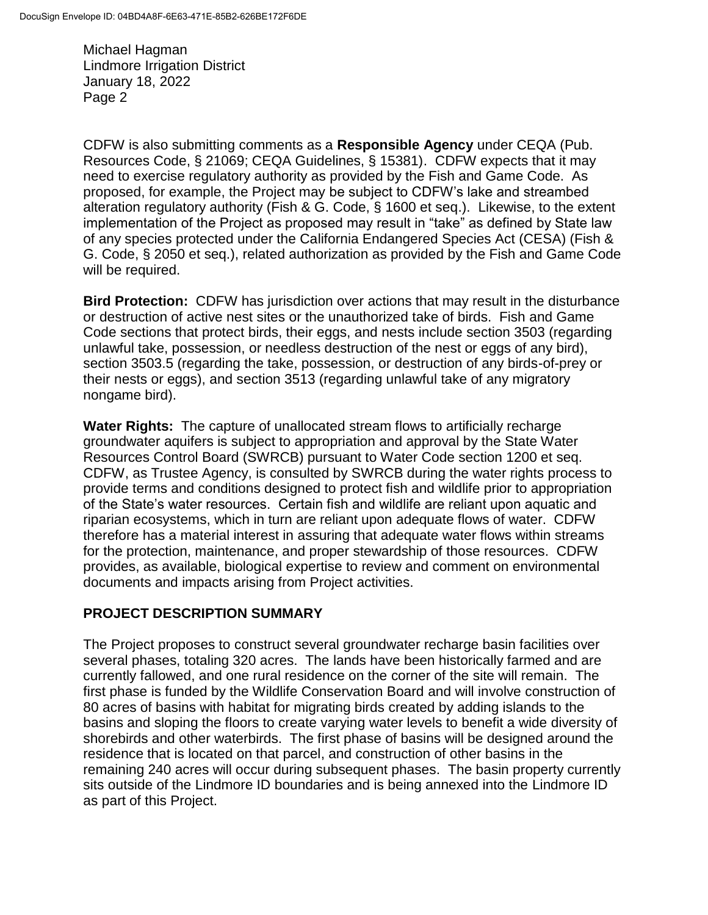CDFW is also submitting comments as a **Responsible Agency** under CEQA (Pub. Resources Code, § 21069; CEQA Guidelines, § 15381). CDFW expects that it may need to exercise regulatory authority as provided by the Fish and Game Code. As proposed, for example, the Project may be subject to CDFW's lake and streambed alteration regulatory authority (Fish & G. Code, § 1600 et seq.). Likewise, to the extent implementation of the Project as proposed may result in "take" as defined by State law of any species protected under the California Endangered Species Act (CESA) (Fish & G. Code, § 2050 et seq.), related authorization as provided by the Fish and Game Code will be required.

**Bird Protection:** CDFW has jurisdiction over actions that may result in the disturbance or destruction of active nest sites or the unauthorized take of birds. Fish and Game Code sections that protect birds, their eggs, and nests include section 3503 (regarding unlawful take, possession, or needless destruction of the nest or eggs of any bird), section 3503.5 (regarding the take, possession, or destruction of any birds-of-prey or their nests or eggs), and section 3513 (regarding unlawful take of any migratory nongame bird).

**Water Rights:** The capture of unallocated stream flows to artificially recharge groundwater aquifers is subject to appropriation and approval by the State Water Resources Control Board (SWRCB) pursuant to Water Code section 1200 et seq. CDFW, as Trustee Agency, is consulted by SWRCB during the water rights process to provide terms and conditions designed to protect fish and wildlife prior to appropriation of the State's water resources. Certain fish and wildlife are reliant upon aquatic and riparian ecosystems, which in turn are reliant upon adequate flows of water. CDFW therefore has a material interest in assuring that adequate water flows within streams for the protection, maintenance, and proper stewardship of those resources. CDFW provides, as available, biological expertise to review and comment on environmental documents and impacts arising from Project activities.

## PROJECT DESCRIPTION SUMMARY

The Project proposes to construct several groundwater recharge basin facilities over several phases, totaling 320 acres. The lands have been historically farmed and are currently fallowed, and one rural residence on the corner of the site will remain. The first phase is funded by the Wildlife Conservation Board and will involve construction of 80 acres of basins with habitat for migrating birds created by adding islands to the basins and sloping the floors to create varying water levels to benefit a wide diversity of shorebirds and other waterbirds. The first phase of basins will be designed around the residence that is located on that parcel, and construction of other basins in the remaining 240 acres will occur during subsequent phases. The basin property currently sits outside of the Lindmore ID boundaries and is being annexed into the Lindmore ID as part of this Project.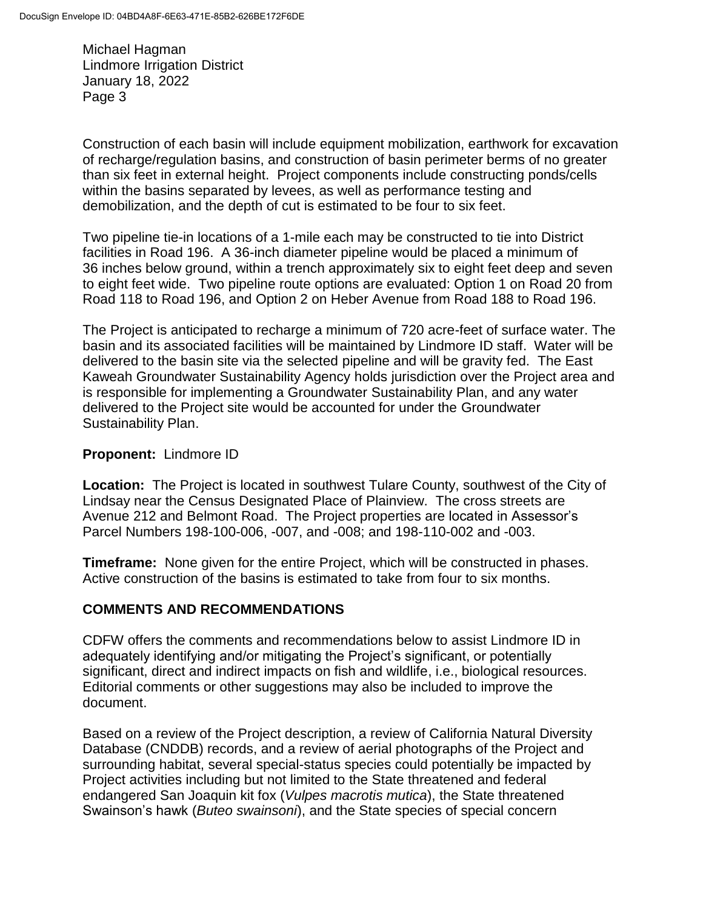Construction of each basin will include equipment mobilization, earthwork for excavation of recharge/regulation basins, and construction of basin perimeter berms of no greater than six feet in external height. Project components include constructing ponds/cells within the basins separated by levees, as well as performance testing and demobilization, and the depth of cut is estimated to be four to six feet.

Two pipeline tie-in locations of a 1-mile each may be constructed to tie into District facilities in Road 196. A 36-inch diameter pipeline would be placed a minimum of 36 inches below ground, within a trench approximately six to eight feet deep and seven to eight feet wide. Two pipeline route options are evaluated: Option 1 on Road 20 from Road 118 to Road 196, and Option 2 on Heber Avenue from Road 188 to Road 196.

The Project is anticipated to recharge a minimum of 720 acre-feet of surface water. The basin and its associated facilities will be maintained by Lindmore ID staff. Water will be delivered to the basin site via the selected pipeline and will be gravity fed. The East Kaweah Groundwater Sustainability Agency holds jurisdiction over the Project area and is responsible for implementing a Groundwater Sustainability Plan, and any water delivered to the Project site would be accounted for under the Groundwater Sustainability Plan.

**Proponent:** Lindmore ID

**Location:** The Project is located in southwest Tulare County, southwest of the City of Lindsay near the Census Designated Place of Plainview. The cross streets are Avenue 212 and Belmont Road. The Project properties are located in Assessor's Parcel Numbers 198-100-006, -007, and -008; and 198-110-002 and -003.

**Timeframe:** None given for the entire Project, which will be constructed in phases. Active construction of the basins is estimated to take from four to six months.

## COMMENTS AND RECOMMENDATIONS

CDFW offers the comments and recommendations below to assist Lindmore ID in adequately identifying and/or mitigating the Project's significant, or potentially significant, direct and indirect impacts on fish and wildlife, i.e., biological resources. Editorial comments or other suggestions may also be included to improve the document.

Based on a review of the Project description, a review of California Natural Diversity Database (CNDDB) records, and a review of aerial photographs of the Project and surrounding habitat, several special-status species could potentially be impacted by Project activities including but not limited to the State threatened and federal endangered San Joaquin kit fox (*Vulpes macrotis mutica*), the State threatened Swainson's hawk (*Buteo swainsoni*), and the State species of special concern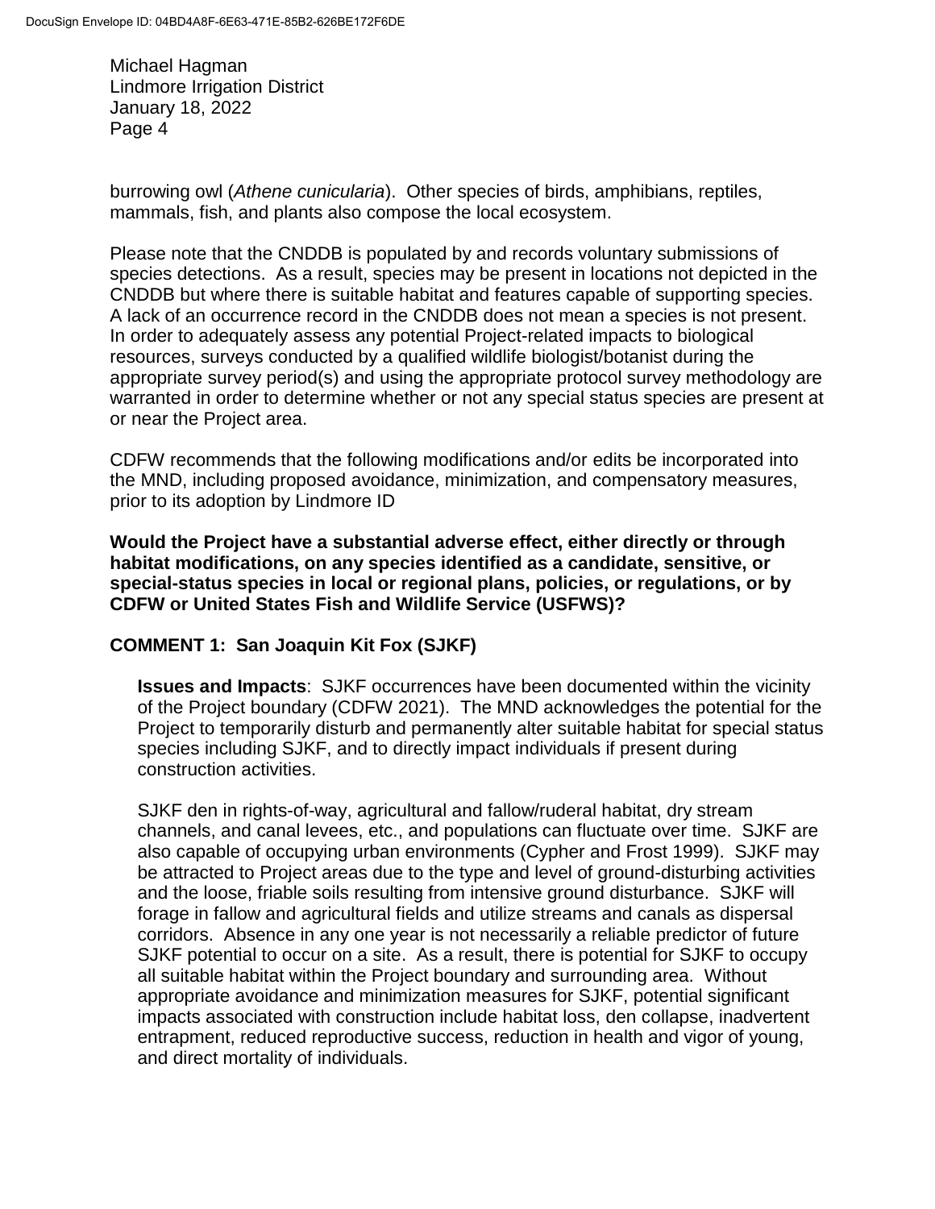burrowing owl (*Athene cunicularia*). Other species of birds, amphibians, reptiles, mammals, fish, and plants also compose the local ecosystem.

Please note that the CNDDB is populated by and records voluntary submissions of species detections. As a result, species may be present in locations not depicted in the CNDDB but where there is suitable habitat and features capable of supporting species. A lack of an occurrence record in the CNDDB does not mean a species is not present. In order to adequately assess any potential Project-related impacts to biological resources, surveys conducted by a qualified wildlife biologist/botanist during the appropriate survey period(s) and using the appropriate protocol survey methodology are warranted in order to determine whether or not any special status species are present at or near the Project area.

CDFW recommends that the following modifications and/or edits be incorporated into the MND, including proposed avoidance, minimization, and compensatory measures, prior to its adoption by Lindmore ID

**Would the Project have a substantial adverse effect, either directly or through habitat modifications, on any species identified as a candidate, sensitive, or special-status species in local or regional plans, policies, or regulations, or by CDFW or United States Fish and Wildlife Service (USFWS)?**

**COMMENT 1: San Joaquin Kit Fox (SJKF)**

**Issues and Impacts**: SJKF occurrences have been documented within the vicinity of the Project boundary (CDFW 2021). The MND acknowledges the potential for the Project to temporarily disturb and permanently alter suitable habitat for special status species including SJKF, and to directly impact individuals if present during construction activities.

SJKF den in rights-of-way, agricultural and fallow/ruderal habitat, dry stream channels, and canal levees, etc., and populations can fluctuate over time. SJKF are also capable of occupying urban environments (Cypher and Frost 1999). SJKF may be attracted to Project areas due to the type and level of ground-disturbing activities and the loose, friable soils resulting from intensive ground disturbance. SJKF will forage in fallow and agricultural fields and utilize streams and canals as dispersal corridors. Absence in any one year is not necessarily a reliable predictor of future SJKF potential to occur on a site. As a result, there is potential for SJKF to occupy all suitable habitat within the Project boundary and surrounding area. Without appropriate avoidance and minimization measures for SJKF, potential significant impacts associated with construction include habitat loss, den collapse, inadvertent entrapment, reduced reproductive success, reduction in health and vigor of young, and direct mortality of individuals.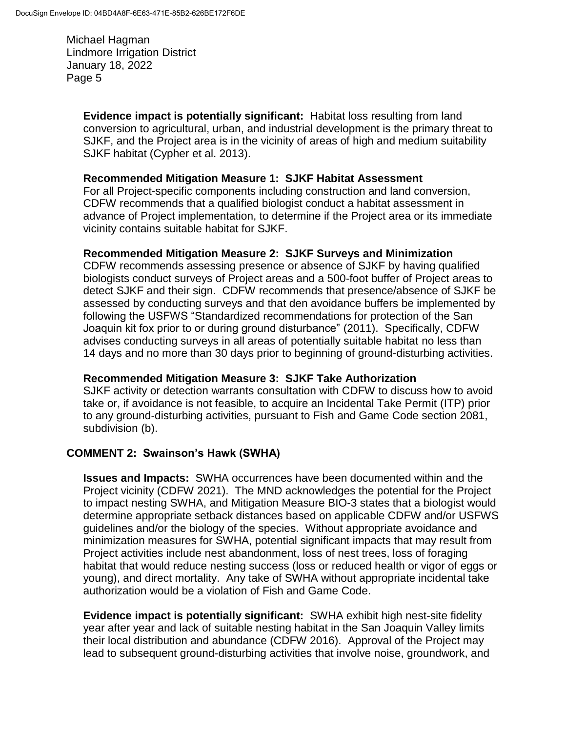**Evidence impact is potentially significant:** Habitat loss resulting from land conversion to agricultural, urban, and industrial development is the primary threat to SJKF, and the Project area is in the vicinity of areas of high and medium suitability SJKF habitat (Cypher et al. 2013).

**Recommended Mitigation Measure 1: SJKF Habitat Assessment**
For all Project-specific components including construction and land conversion, CDFW recommends that a qualified biologist conduct a habitat assessment in advance of Project implementation, to determine if the Project area or its immediate vicinity contains suitable habitat for SJKF.

**Recommended Mitigation Measure 2: SJKF Surveys and Minimization**
CDFW recommends assessing presence or absence of SJKF by having qualified biologists conduct surveys of Project areas and a 500-foot buffer of Project areas to detect SJKF and their sign. CDFW recommends that presence/absence of SJKF be assessed by conducting surveys and that den avoidance buffers be implemented by following the USFWS "Standardized recommendations for protection of the San Joaquin kit fox prior to or during ground disturbance" (2011). Specifically, CDFW advises conducting surveys in all areas of potentially suitable habitat no less than 14 days and no more than 30 days prior to beginning of ground-disturbing activities.

**Recommended Mitigation Measure 3: SJKF Take Authorization**
SJKF activity or detection warrants consultation with CDFW to discuss how to avoid take or, if avoidance is not feasible, to acquire an Incidental Take Permit (ITP) prior to any ground-disturbing activities, pursuant to Fish and Game Code section 2081, subdivision (b).

## COMMENT 2: Swainson's Hawk (SWHA)

**Issues and Impacts:** SWHA occurrences have been documented within and the Project vicinity (CDFW 2021). The MND acknowledges the potential for the Project to impact nesting SWHA, and Mitigation Measure BIO-3 states that a biologist would determine appropriate setback distances based on applicable CDFW and/or USFWS guidelines and/or the biology of the species. Without appropriate avoidance and minimization measures for SWHA, potential significant impacts that may result from Project activities include nest abandonment, loss of nest trees, loss of foraging habitat that would reduce nesting success (loss or reduced health or vigor of eggs or young), and direct mortality. Any take of SWHA without appropriate incidental take authorization would be a violation of Fish and Game Code.

**Evidence impact is potentially significant:** SWHA exhibit high nest-site fidelity year after year and lack of suitable nesting habitat in the San Joaquin Valley limits their local distribution and abundance (CDFW 2016). Approval of the Project may lead to subsequent ground-disturbing activities that involve noise, groundwork, and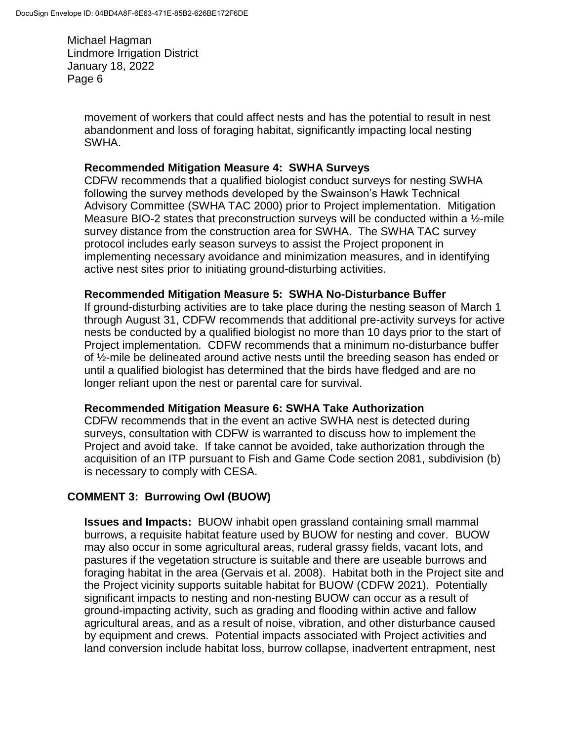movement of workers that could affect nests and has the potential to result in nest abandonment and loss of foraging habitat, significantly impacting local nesting SWHA.

**Recommended Mitigation Measure 4: SWHA Surveys**
CDFW recommends that a qualified biologist conduct surveys for nesting SWHA following the survey methods developed by the Swainson's Hawk Technical Advisory Committee (SWHA TAC 2000) prior to Project implementation. Mitigation Measure BIO-2 states that preconstruction surveys will be conducted within a ½-mile survey distance from the construction area for SWHA. The SWHA TAC survey protocol includes early season surveys to assist the Project proponent in implementing necessary avoidance and minimization measures, and in identifying active nest sites prior to initiating ground-disturbing activities.

**Recommended Mitigation Measure 5: SWHA No-Disturbance Buffer**
If ground-disturbing activities are to take place during the nesting season of March 1 through August 31, CDFW recommends that additional pre-activity surveys for active nests be conducted by a qualified biologist no more than 10 days prior to the start of Project implementation. CDFW recommends that a minimum no-disturbance buffer of ½-mile be delineated around active nests until the breeding season has ended or until a qualified biologist has determined that the birds have fledged and are no longer reliant upon the nest or parental care for survival.

**Recommended Mitigation Measure 6: SWHA Take Authorization**
CDFW recommends that in the event an active SWHA nest is detected during surveys, consultation with CDFW is warranted to discuss how to implement the Project and avoid take. If take cannot be avoided, take authorization through the acquisition of an ITP pursuant to Fish and Game Code section 2081, subdivision (b) is necessary to comply with CESA.

## COMMENT 3: Burrowing Owl (BUOW)

**Issues and Impacts:** BUOW inhabit open grassland containing small mammal burrows, a requisite habitat feature used by BUOW for nesting and cover. BUOW may also occur in some agricultural areas, ruderal grassy fields, vacant lots, and pastures if the vegetation structure is suitable and there are useable burrows and foraging habitat in the area (Gervais et al. 2008). Habitat both in the Project site and the Project vicinity supports suitable habitat for BUOW (CDFW 2021). Potentially significant impacts to nesting and non-nesting BUOW can occur as a result of ground-impacting activity, such as grading and flooding within active and fallow agricultural areas, and as a result of noise, vibration, and other disturbance caused by equipment and crews. Potential impacts associated with Project activities and land conversion include habitat loss, burrow collapse, inadvertent entrapment, nest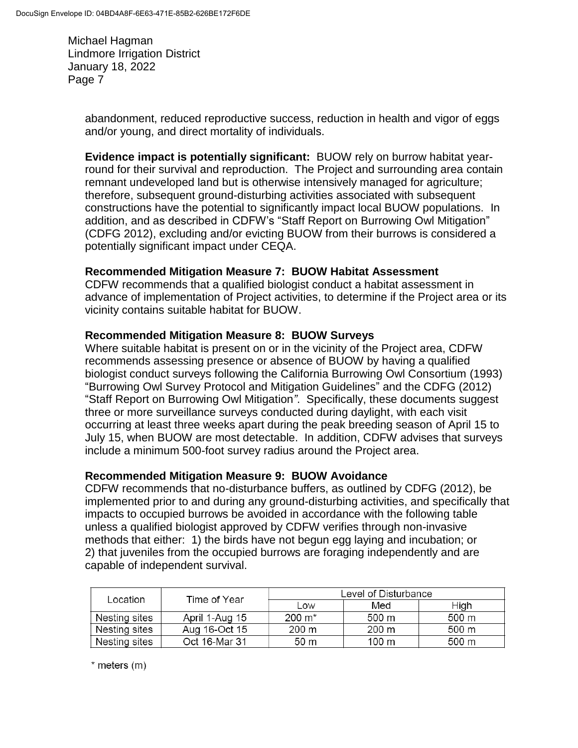abandonment, reduced reproductive success, reduction in health and vigor of eggs and/or young, and direct mortality of individuals.

**Evidence impact is potentially significant:** BUOW rely on burrow habitat year-round for their survival and reproduction. The Project and surrounding area contain remnant undeveloped land but is otherwise intensively managed for agriculture; therefore, subsequent ground-disturbing activities associated with subsequent constructions have the potential to significantly impact local BUOW populations. In addition, and as described in CDFW's "Staff Report on Burrowing Owl Mitigation" (CDFG 2012), excluding and/or evicting BUOW from their burrows is considered a potentially significant impact under CEQA.

**Recommended Mitigation Measure 7: BUOW Habitat Assessment**

CDFW recommends that a qualified biologist conduct a habitat assessment in advance of implementation of Project activities, to determine if the Project area or its vicinity contains suitable habitat for BUOW.

**Recommended Mitigation Measure 8: BUOW Surveys**

Where suitable habitat is present on or in the vicinity of the Project area, CDFW recommends assessing presence or absence of BUOW by having a qualified biologist conduct surveys following the California Burrowing Owl Consortium (1993) "Burrowing Owl Survey Protocol and Mitigation Guidelines" and the CDFG (2012) "Staff Report on Burrowing Owl Mitigation*"*. Specifically, these documents suggest three or more surveillance surveys conducted during daylight, with each visit occurring at least three weeks apart during the peak breeding season of April 15 to July 15, when BUOW are most detectable. In addition, CDFW advises that surveys include a minimum 500-foot survey radius around the Project area.

**Recommended Mitigation Measure 9: BUOW Avoidance**

CDFW recommends that no-disturbance buffers, as outlined by CDFG (2012), be implemented prior to and during any ground-disturbing activities, and specifically that impacts to occupied burrows be avoided in accordance with the following table unless a qualified biologist approved by CDFW verifies through non-invasive methods that either: 1) the birds have not begun egg laying and incubation; or 2) that juveniles from the occupied burrows are foraging independently and are capable of independent survival.

| Location | Time of Year | Level of Disturbance | | |
|---|---|---|---|---|
| | | Low | Med | High |
| Nesting sites | April 1-Aug 15 | 200 m* | 500 m | 500 m |
| Nesting sites | Aug 16-Oct 15 | 200 m | 200 m | 500 m |
| Nesting sites | Oct 16-Mar 31 | 50 m | 100 m | 500 m |

\* meters (m)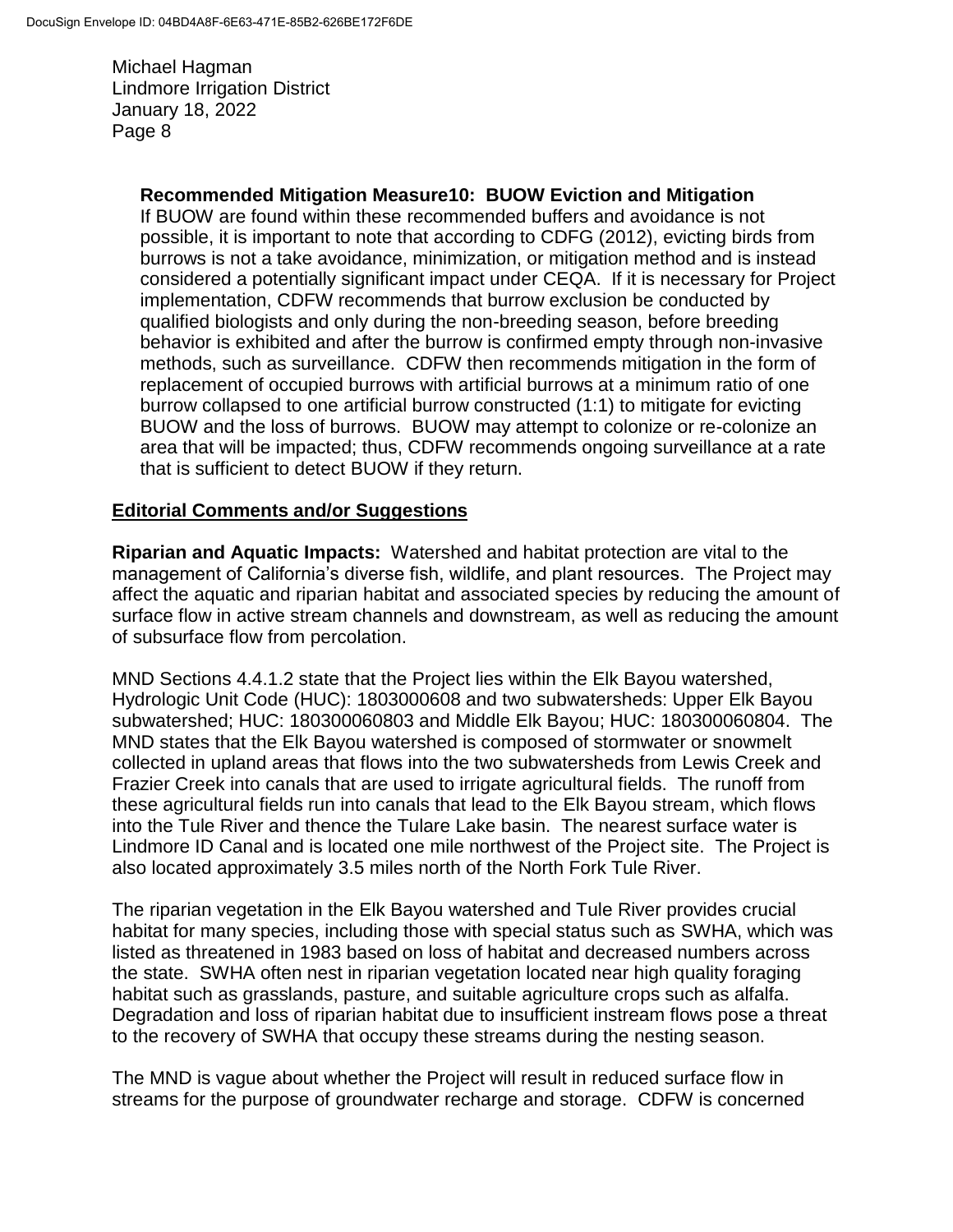**Recommended Mitigation Measure10: BUOW Eviction and Mitigation**

If BUOW are found within these recommended buffers and avoidance is not possible, it is important to note that according to CDFG (2012), evicting birds from burrows is not a take avoidance, minimization, or mitigation method and is instead considered a potentially significant impact under CEQA. If it is necessary for Project implementation, CDFW recommends that burrow exclusion be conducted by qualified biologists and only during the non-breeding season, before breeding behavior is exhibited and after the burrow is confirmed empty through non-invasive methods, such as surveillance. CDFW then recommends mitigation in the form of replacement of occupied burrows with artificial burrows at a minimum ratio of one burrow collapsed to one artificial burrow constructed (1:1) to mitigate for evicting BUOW and the loss of burrows. BUOW may attempt to colonize or re-colonize an area that will be impacted; thus, CDFW recommends ongoing surveillance at a rate that is sufficient to detect BUOW if they return.

## Editorial Comments and/or Suggestions

**Riparian and Aquatic Impacts:** Watershed and habitat protection are vital to the management of California's diverse fish, wildlife, and plant resources. The Project may affect the aquatic and riparian habitat and associated species by reducing the amount of surface flow in active stream channels and downstream, as well as reducing the amount of subsurface flow from percolation.

MND Sections 4.4.1.2 state that the Project lies within the Elk Bayou watershed, Hydrologic Unit Code (HUC): 1803000608 and two subwatersheds: Upper Elk Bayou subwatershed; HUC: 180300060803 and Middle Elk Bayou; HUC: 180300060804. The MND states that the Elk Bayou watershed is composed of stormwater or snowmelt collected in upland areas that flows into the two subwatersheds from Lewis Creek and Frazier Creek into canals that are used to irrigate agricultural fields. The runoff from these agricultural fields run into canals that lead to the Elk Bayou stream, which flows into the Tule River and thence the Tulare Lake basin. The nearest surface water is Lindmore ID Canal and is located one mile northwest of the Project site. The Project is also located approximately 3.5 miles north of the North Fork Tule River.

The riparian vegetation in the Elk Bayou watershed and Tule River provides crucial habitat for many species, including those with special status such as SWHA, which was listed as threatened in 1983 based on loss of habitat and decreased numbers across the state. SWHA often nest in riparian vegetation located near high quality foraging habitat such as grasslands, pasture, and suitable agriculture crops such as alfalfa. Degradation and loss of riparian habitat due to insufficient instream flows pose a threat to the recovery of SWHA that occupy these streams during the nesting season.

The MND is vague about whether the Project will result in reduced surface flow in streams for the purpose of groundwater recharge and storage. CDFW is concerned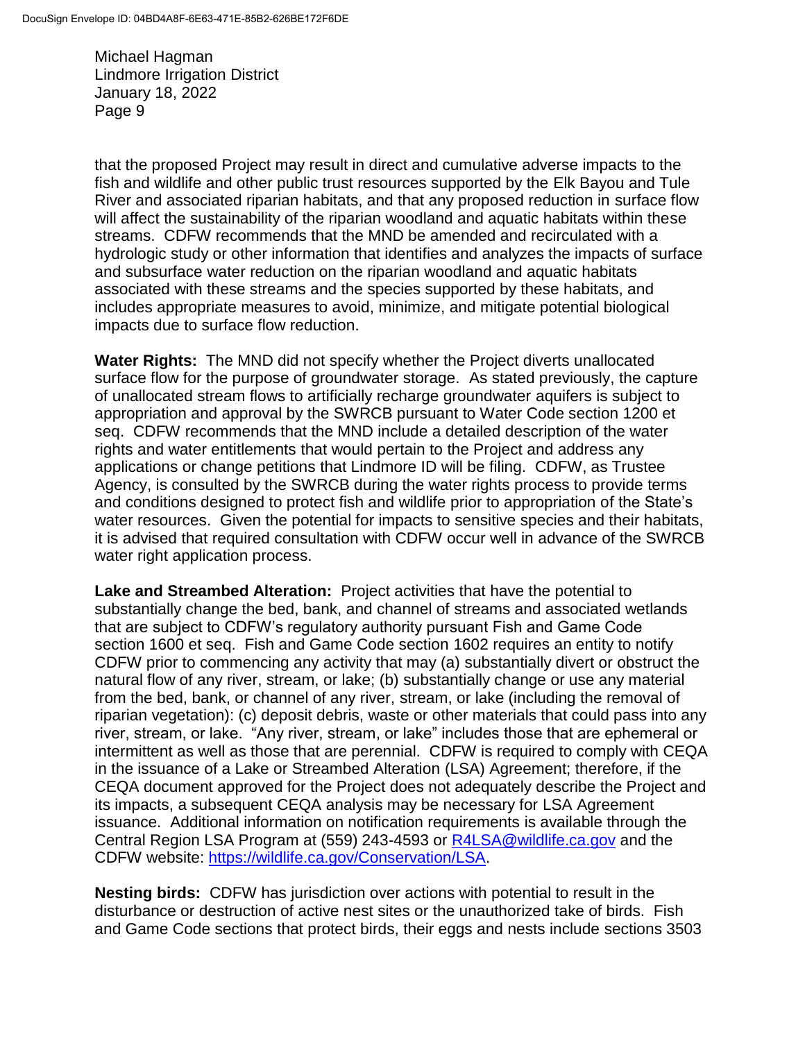that the proposed Project may result in direct and cumulative adverse impacts to the fish and wildlife and other public trust resources supported by the Elk Bayou and Tule River and associated riparian habitats, and that any proposed reduction in surface flow will affect the sustainability of the riparian woodland and aquatic habitats within these streams. CDFW recommends that the MND be amended and recirculated with a hydrologic study or other information that identifies and analyzes the impacts of surface and subsurface water reduction on the riparian woodland and aquatic habitats associated with these streams and the species supported by these habitats, and includes appropriate measures to avoid, minimize, and mitigate potential biological impacts due to surface flow reduction.

**Water Rights:** The MND did not specify whether the Project diverts unallocated surface flow for the purpose of groundwater storage. As stated previously, the capture of unallocated stream flows to artificially recharge groundwater aquifers is subject to appropriation and approval by the SWRCB pursuant to Water Code section 1200 et seq. CDFW recommends that the MND include a detailed description of the water rights and water entitlements that would pertain to the Project and address any applications or change petitions that Lindmore ID will be filing. CDFW, as Trustee Agency, is consulted by the SWRCB during the water rights process to provide terms and conditions designed to protect fish and wildlife prior to appropriation of the State's water resources. Given the potential for impacts to sensitive species and their habitats, it is advised that required consultation with CDFW occur well in advance of the SWRCB water right application process.

**Lake and Streambed Alteration:** Project activities that have the potential to substantially change the bed, bank, and channel of streams and associated wetlands that are subject to CDFW's regulatory authority pursuant Fish and Game Code section 1600 et seq. Fish and Game Code section 1602 requires an entity to notify CDFW prior to commencing any activity that may (a) substantially divert or obstruct the natural flow of any river, stream, or lake; (b) substantially change or use any material from the bed, bank, or channel of any river, stream, or lake (including the removal of riparian vegetation): (c) deposit debris, waste or other materials that could pass into any river, stream, or lake. "Any river, stream, or lake" includes those that are ephemeral or intermittent as well as those that are perennial. CDFW is required to comply with CEQA in the issuance of a Lake or Streambed Alteration (LSA) Agreement; therefore, if the CEQA document approved for the Project does not adequately describe the Project and its impacts, a subsequent CEQA analysis may be necessary for LSA Agreement issuance. Additional information on notification requirements is available through the Central Region LSA Program at (559) 243-4593 or [R4LSA@wildlife.ca.gov](mailto:R4LSA@wildlife.ca.gov) and the CDFW website: [https://wildlife.ca.gov/Conservation/LSA](https://wildlife.ca.gov/Conservation/LSA).

**Nesting birds:** CDFW has jurisdiction over actions with potential to result in the disturbance or destruction of active nest sites or the unauthorized take of birds. Fish and Game Code sections that protect birds, their eggs and nests include sections 3503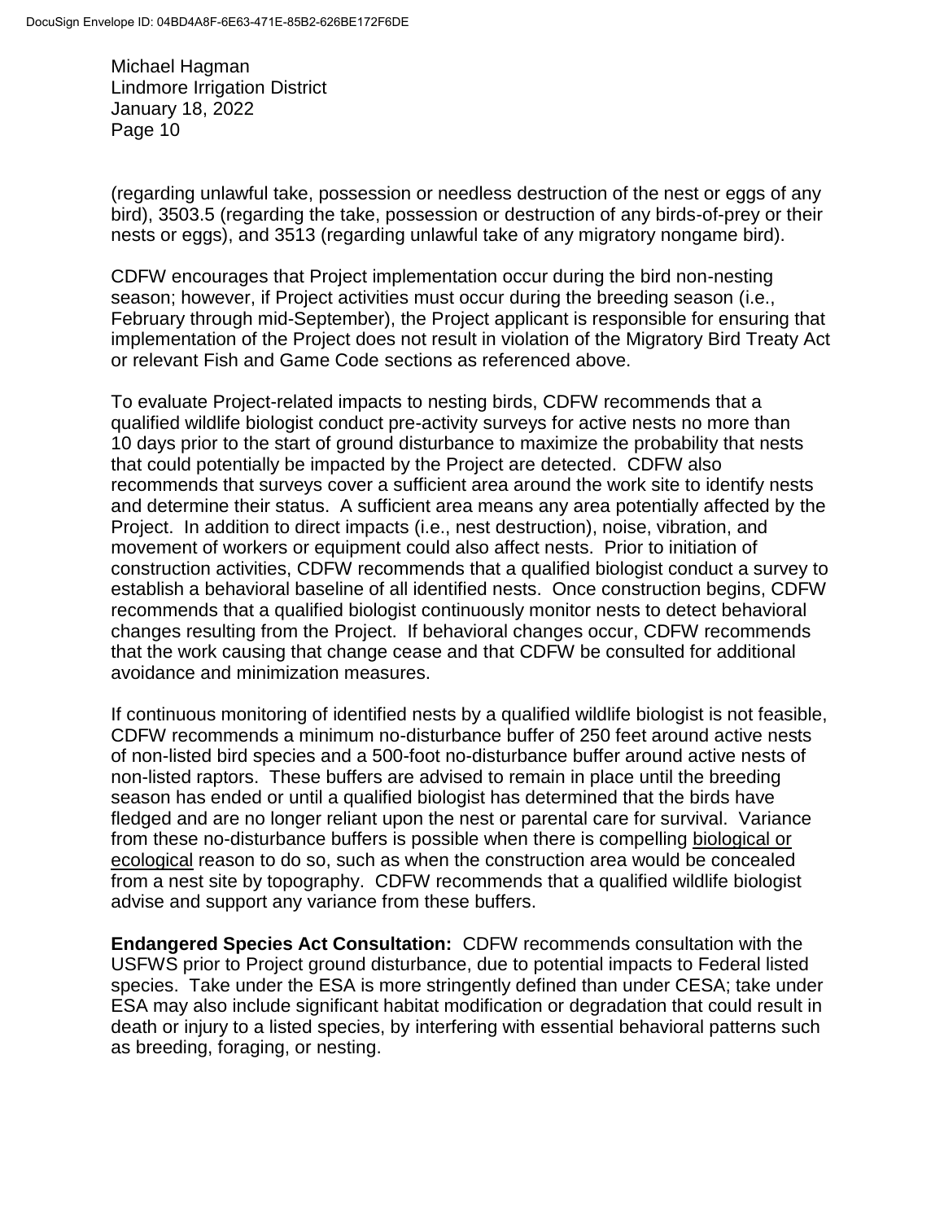(regarding unlawful take, possession or needless destruction of the nest or eggs of any bird), 3503.5 (regarding the take, possession or destruction of any birds-of-prey or their nests or eggs), and 3513 (regarding unlawful take of any migratory nongame bird).

CDFW encourages that Project implementation occur during the bird non-nesting season; however, if Project activities must occur during the breeding season (i.e., February through mid-September), the Project applicant is responsible for ensuring that implementation of the Project does not result in violation of the Migratory Bird Treaty Act or relevant Fish and Game Code sections as referenced above.

To evaluate Project-related impacts to nesting birds, CDFW recommends that a qualified wildlife biologist conduct pre-activity surveys for active nests no more than 10 days prior to the start of ground disturbance to maximize the probability that nests that could potentially be impacted by the Project are detected. CDFW also recommends that surveys cover a sufficient area around the work site to identify nests and determine their status. A sufficient area means any area potentially affected by the Project. In addition to direct impacts (i.e., nest destruction), noise, vibration, and movement of workers or equipment could also affect nests. Prior to initiation of construction activities, CDFW recommends that a qualified biologist conduct a survey to establish a behavioral baseline of all identified nests. Once construction begins, CDFW recommends that a qualified biologist continuously monitor nests to detect behavioral changes resulting from the Project. If behavioral changes occur, CDFW recommends that the work causing that change cease and that CDFW be consulted for additional avoidance and minimization measures.

If continuous monitoring of identified nests by a qualified wildlife biologist is not feasible, CDFW recommends a minimum no-disturbance buffer of 250 feet around active nests of non-listed bird species and a 500-foot no-disturbance buffer around active nests of non-listed raptors. These buffers are advised to remain in place until the breeding season has ended or until a qualified biologist has determined that the birds have fledged and are no longer reliant upon the nest or parental care for survival. Variance from these no-disturbance buffers is possible when there is compelling biological or ecological reason to do so, such as when the construction area would be concealed from a nest site by topography. CDFW recommends that a qualified wildlife biologist advise and support any variance from these buffers.

**Endangered Species Act Consultation:** CDFW recommends consultation with the USFWS prior to Project ground disturbance, due to potential impacts to Federal listed species. Take under the ESA is more stringently defined than under CESA; take under ESA may also include significant habitat modification or degradation that could result in death or injury to a listed species, by interfering with essential behavioral patterns such as breeding, foraging, or nesting.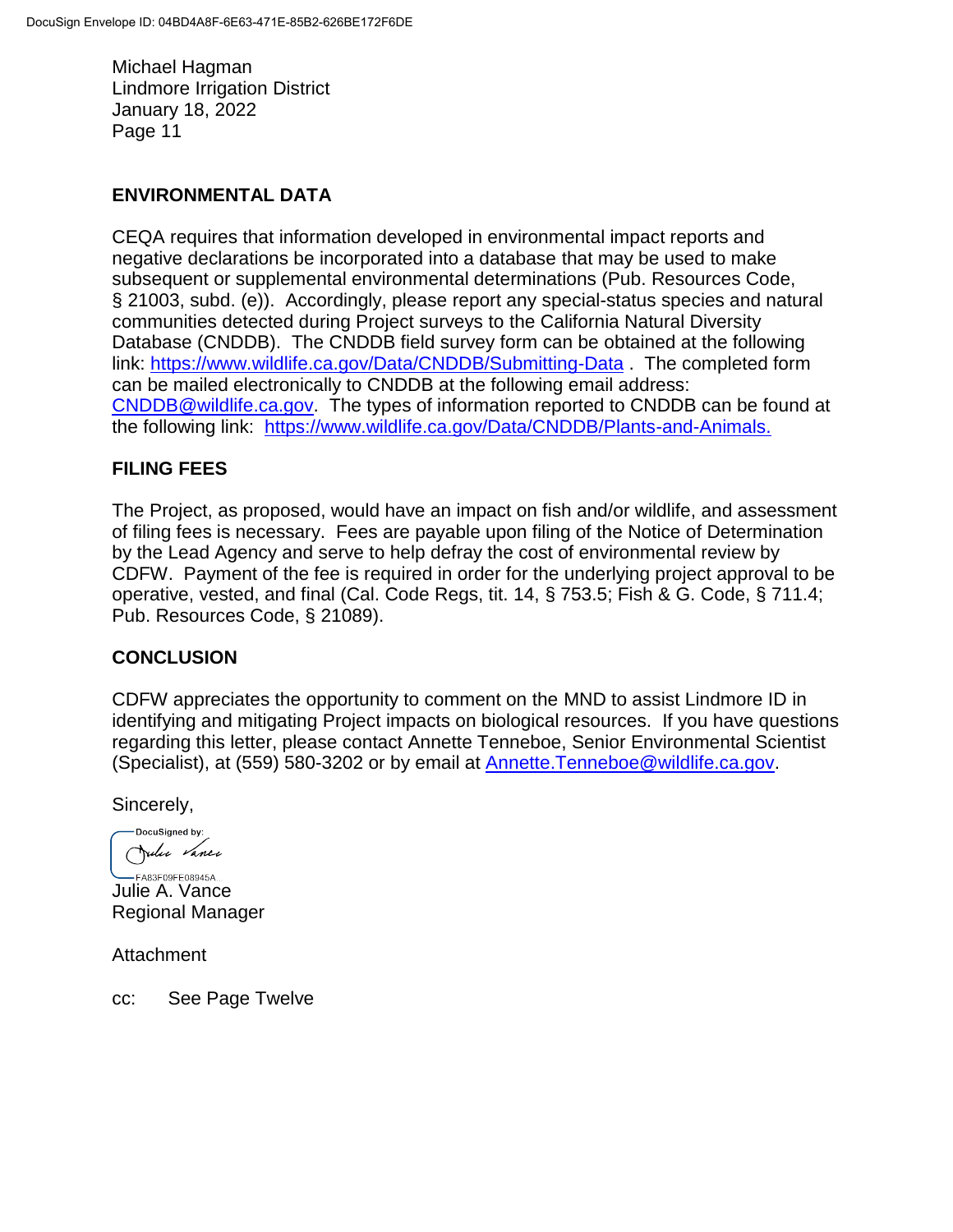## ENVIRONMENTAL DATA

CEQA requires that information developed in environmental impact reports and negative declarations be incorporated into a database that may be used to make subsequent or supplemental environmental determinations (Pub. Resources Code, § 21003, subd. (e)). Accordingly, please report any special-status species and natural communities detected during Project surveys to the California Natural Diversity Database (CNDDB). The CNDDB field survey form can be obtained at the following link: https://www.wildlife.ca.gov/Data/CNDDB/Submitting-Data . The completed form can be mailed electronically to CNDDB at the following email address: CNDDB@wildlife.ca.gov. The types of information reported to CNDDB can be found at the following link: https://www.wildlife.ca.gov/Data/CNDDB/Plants-and-Animals.

## FILING FEES

The Project, as proposed, would have an impact on fish and/or wildlife, and assessment of filing fees is necessary. Fees are payable upon filing of the Notice of Determination by the Lead Agency and serve to help defray the cost of environmental review by CDFW. Payment of the fee is required in order for the underlying project approval to be operative, vested, and final (Cal. Code Regs, tit. 14, § 753.5; Fish & G. Code, § 711.4; Pub. Resources Code, § 21089).

## CONCLUSION

CDFW appreciates the opportunity to comment on the MND to assist Lindmore ID in identifying and mitigating Project impacts on biological resources. If you have questions regarding this letter, please contact Annette Tenneboe, Senior Environmental Scientist (Specialist), at (559) 580-3202 or by email at Annette.Tenneboe@wildlife.ca.gov.

Sincerely,

DocuSigned by:
FA83F09FE08945A...

Julie A. Vance
Regional Manager

Attachment

cc: See Page Twelve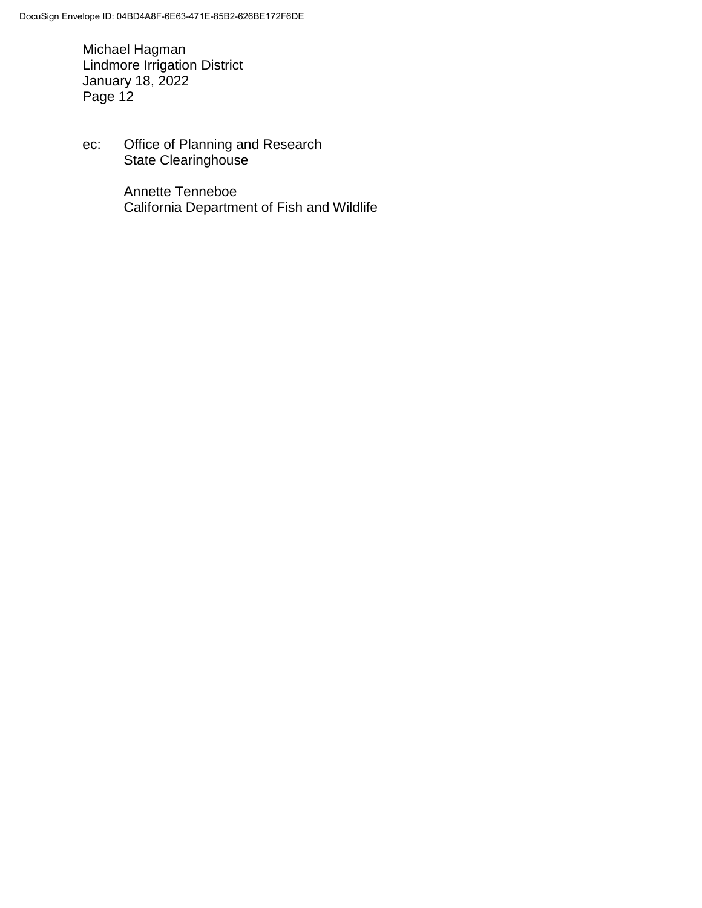Michael Hagman
Lindmore Irrigation District
January 18, 2022

ec: Office of Planning and Research
State Clearinghouse

Annette Tenneboe
California Department of Fish and Wildlife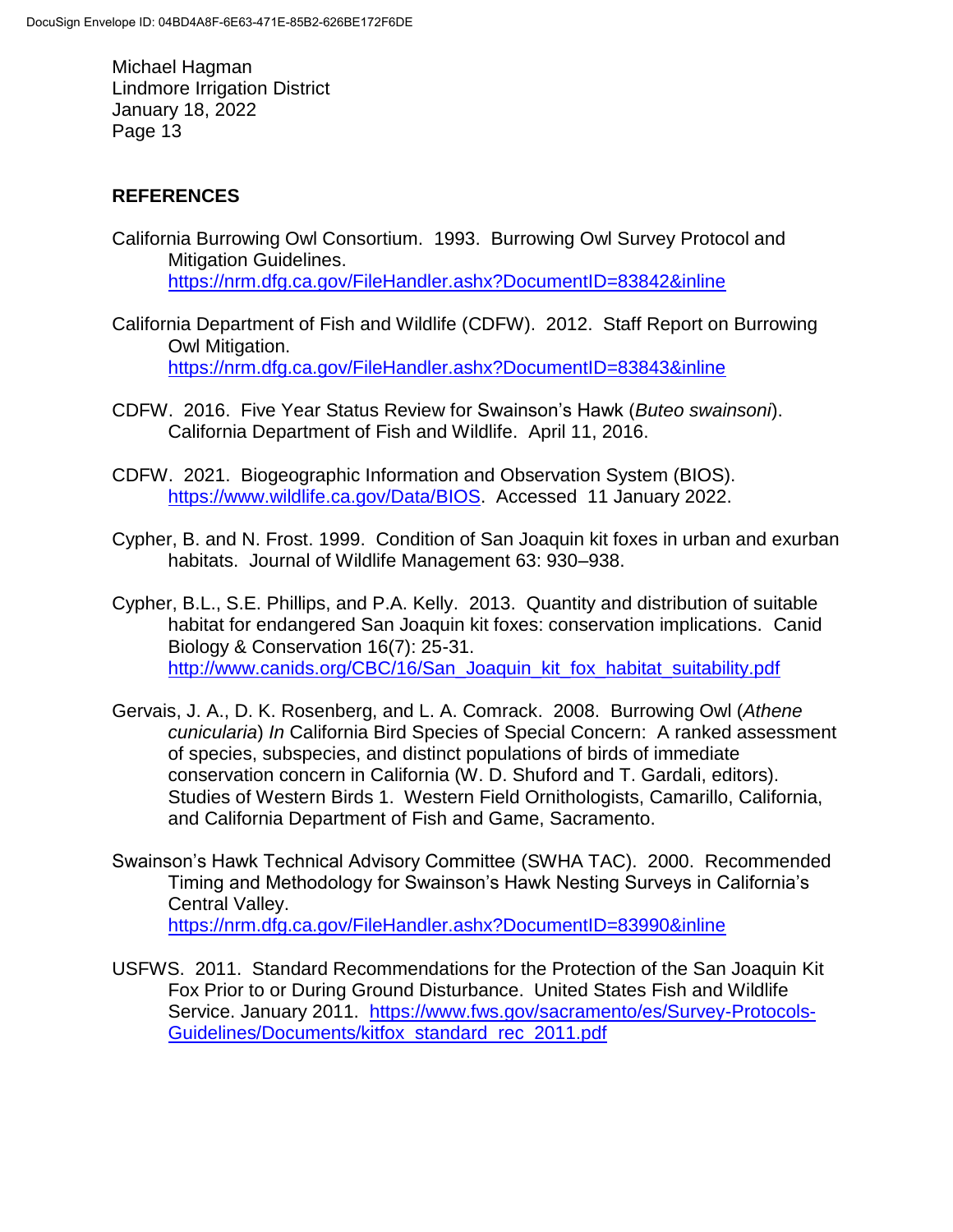## REFERENCES

California Burrowing Owl Consortium. 1993. Burrowing Owl Survey Protocol and Mitigation Guidelines. https://nrm.dfg.ca.gov/FileHandler.ashx?DocumentID=83842&inline

California Department of Fish and Wildlife (CDFW). 2012. Staff Report on Burrowing Owl Mitigation. https://nrm.dfg.ca.gov/FileHandler.ashx?DocumentID=83843&inline

CDFW. 2016. Five Year Status Review for Swainson's Hawk (*Buteo swainsoni*). California Department of Fish and Wildlife. April 11, 2016.

CDFW. 2021. Biogeographic Information and Observation System (BIOS). https://www.wildlife.ca.gov/Data/BIOS. Accessed 11 January 2022.

Cypher, B. and N. Frost. 1999. Condition of San Joaquin kit foxes in urban and exurban habitats. Journal of Wildlife Management 63: 930–938.

Cypher, B.L., S.E. Phillips, and P.A. Kelly. 2013. Quantity and distribution of suitable habitat for endangered San Joaquin kit foxes: conservation implications. Canid Biology & Conservation 16(7): 25-31. http://www.canids.org/CBC/16/San_Joaquin_kit_fox_habitat_suitability.pdf

Gervais, J. A., D. K. Rosenberg, and L. A. Comrack. 2008. Burrowing Owl (*Athene cunicularia*) *In* California Bird Species of Special Concern: A ranked assessment of species, subspecies, and distinct populations of birds of immediate conservation concern in California (W. D. Shuford and T. Gardali, editors). Studies of Western Birds 1. Western Field Ornithologists, Camarillo, California, and California Department of Fish and Game, Sacramento.

Swainson's Hawk Technical Advisory Committee (SWHA TAC). 2000. Recommended Timing and Methodology for Swainson's Hawk Nesting Surveys in California's Central Valley. https://nrm.dfg.ca.gov/FileHandler.ashx?DocumentID=83990&inline

USFWS. 2011. Standard Recommendations for the Protection of the San Joaquin Kit Fox Prior to or During Ground Disturbance. United States Fish and Wildlife Service. January 2011. https://www.fws.gov/sacramento/es/Survey-Protocols-Guidelines/Documents/kitfox_standard_rec_2011.pdf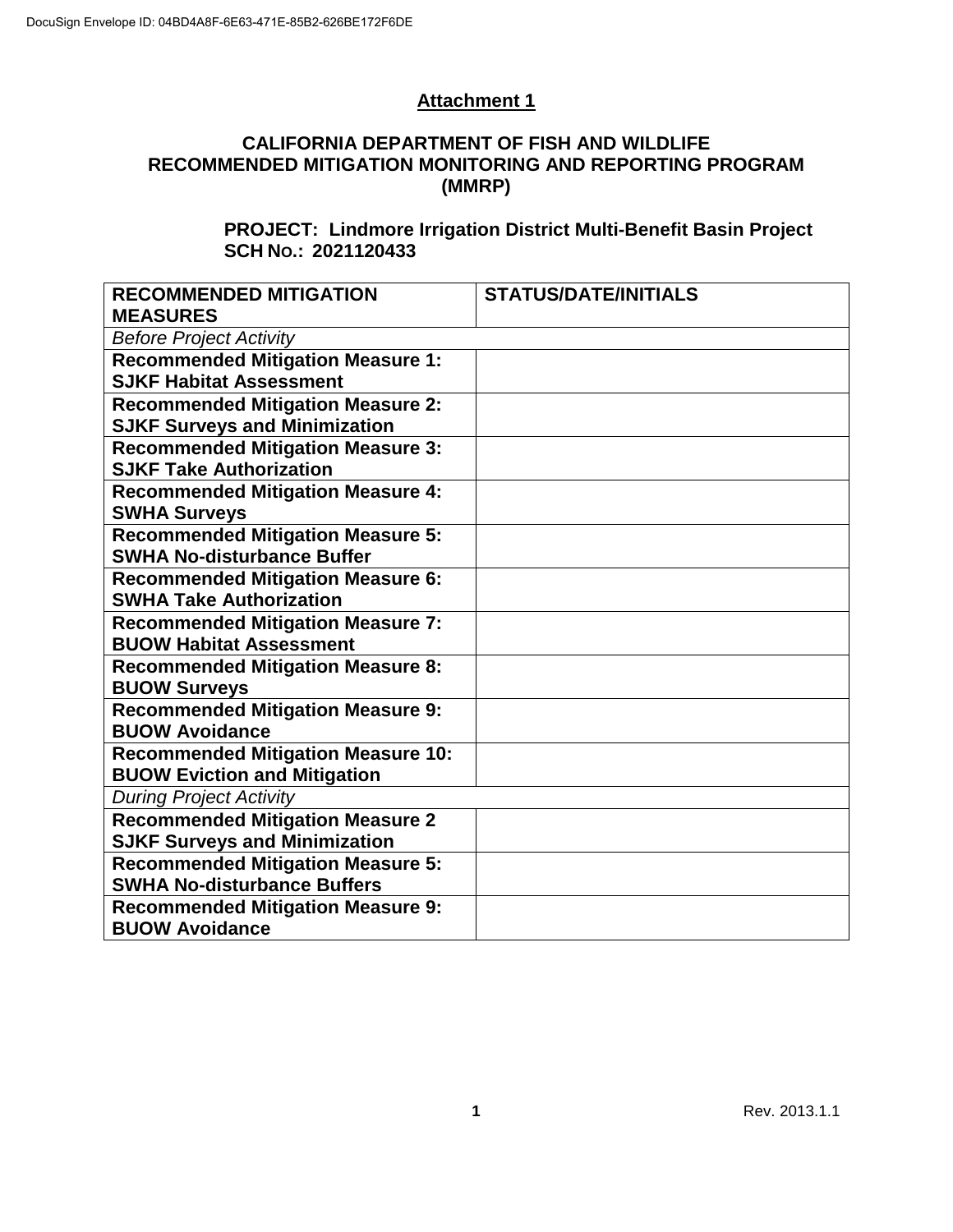## Attachment 1

### CALIFORNIA DEPARTMENT OF FISH AND WILDLIFE RECOMMENDED MITIGATION MONITORING AND REPORTING PROGRAM (MMRP)

**PROJECT: Lindmore Irrigation District Multi-Benefit Basin Project**
**SCH NO.: 2021120433**

| RECOMMENDED MITIGATION MEASURES | STATUS/DATE/INITIALS |
|---|---|
| *Before Project Activity* | |
| **Recommended Mitigation Measure 1: SJKF Habitat Assessment** | |
| **Recommended Mitigation Measure 2: SJKF Surveys and Minimization** | |
| **Recommended Mitigation Measure 3: SJKF Take Authorization** | |
| **Recommended Mitigation Measure 4: SWHA Surveys** | |
| **Recommended Mitigation Measure 5: SWHA No-disturbance Buffer** | |
| **Recommended Mitigation Measure 6: SWHA Take Authorization** | |
| **Recommended Mitigation Measure 7: BUOW Habitat Assessment** | |
| **Recommended Mitigation Measure 8: BUOW Surveys** | |
| **Recommended Mitigation Measure 9: BUOW Avoidance** | |
| **Recommended Mitigation Measure 10: BUOW Eviction and Mitigation** | |
| *During Project Activity* | |
| **Recommended Mitigation Measure 2 SJKF Surveys and Minimization** | |
| **Recommended Mitigation Measure 5: SWHA No-disturbance Buffers** | |
| **Recommended Mitigation Measure 9: BUOW Avoidance** | |

Rev. 2013.1.1